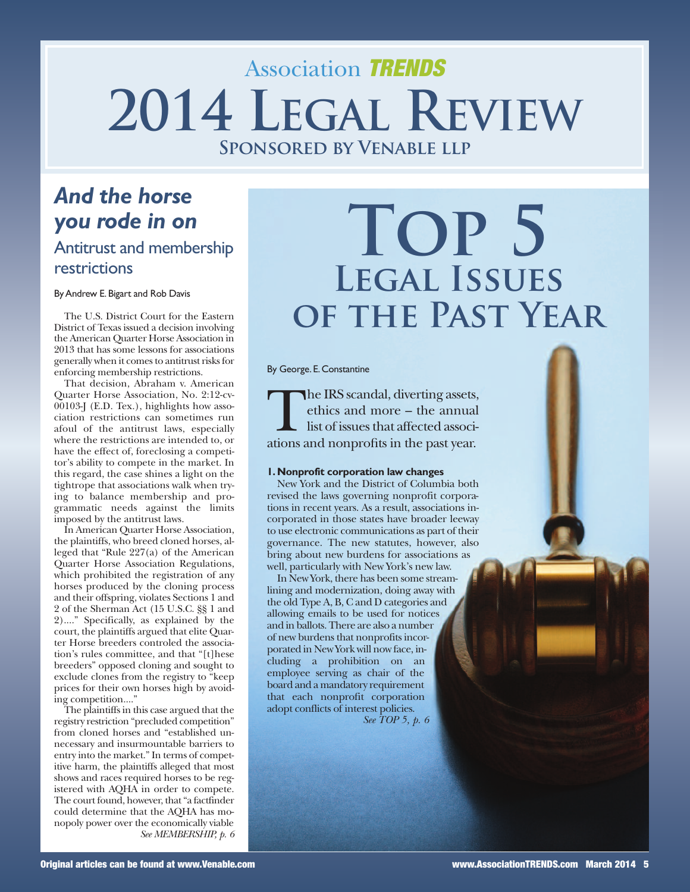# Association TRENDS 2014 Legal Review

**Sponsored by Venable LLP**

## And the horse you rode in on

### Antitrust and membership restrictions

By Andrew E. Bigart and Rob Davis

The U.S. District Court for the Eastern District of Texas issued a decision involving the American Quarter Horse Association in 2013 that has some lessons for associations generally when it comes to antitrust risks for enforcing membership restrictions.

That decision, Abraham v. American Quarter Horse Association, No. 2:12-cv-00103-J (E.D. Tex.), highlights how association restrictions can sometimes run afoul of the antitrust laws, especially where the restrictions are intended to, or have the effect of, foreclosing a competitor's ability to compete in the market. In this regard, the case shines a light on the tightrope that associations walk when trying to balance membership and programmatic needs against the limits imposed by the antitrust laws.

In American Quarter Horse Association, the plaintiffs, who breed cloned horses, alleged that "Rule 227(a) of the American Quarter Horse Association Regulations, which prohibited the registration of any horses produced by the cloning process and their offspring, violates Sections 1 and 2 of the Sherman Act (15 U.S.C. §§ 1 and 2)...." Specifically, as explained by the court, the plaintiffs argued that elite Quarter Horse breeders controled the association's rules committee, and that "[t]hese breeders" opposed cloning and sought to exclude clones from the registry to "keep prices for their own horses high by avoiding competition...."

The plaintiffs in this case argued that the registry restriction "precluded competition" from cloned horses and "established unnecessary and insurmountable barriers to entry into the market." In terms of competitive harm, the plaintiffs alleged that most shows and races required horses to be registered with AQHA in order to compete. The court found, however, that "a factfinder could determine that the AQHA has monopoly power over the economically viable

*See MEMBERSHIP, p. 6*

## Top 5 Legal Issues of the Past Year

By George. E. Constantine

The IRS scandal, diverting assets, ethics and more – the annual list of issues that affected associations and nonprofits in the past year.

**1. Nonprofit corporation law changes**

New York and the District of Columbia both revised the laws governing nonprofit corporations in recent years. As a result, associations incorporated in those states have broader leeway to use electronic communications as part of their governance. The new statutes, however, also bring about new burdens for associations as well, particularly with New York's new law.

In New York, there has been some streamlining and modernization, doing away with the old Type A, B, C and D categories and allowing emails to be used for notices and in ballots. There are also a number of new burdens that nonprofits incorporated in New York will now face, including a prohibition on an employee serving as chair of the board and a mandatory requirement that each nonprofit corporation adopt conflicts of interest policies.

*See TOP 5, p. 6*

Original articles can be found at www.Venable.com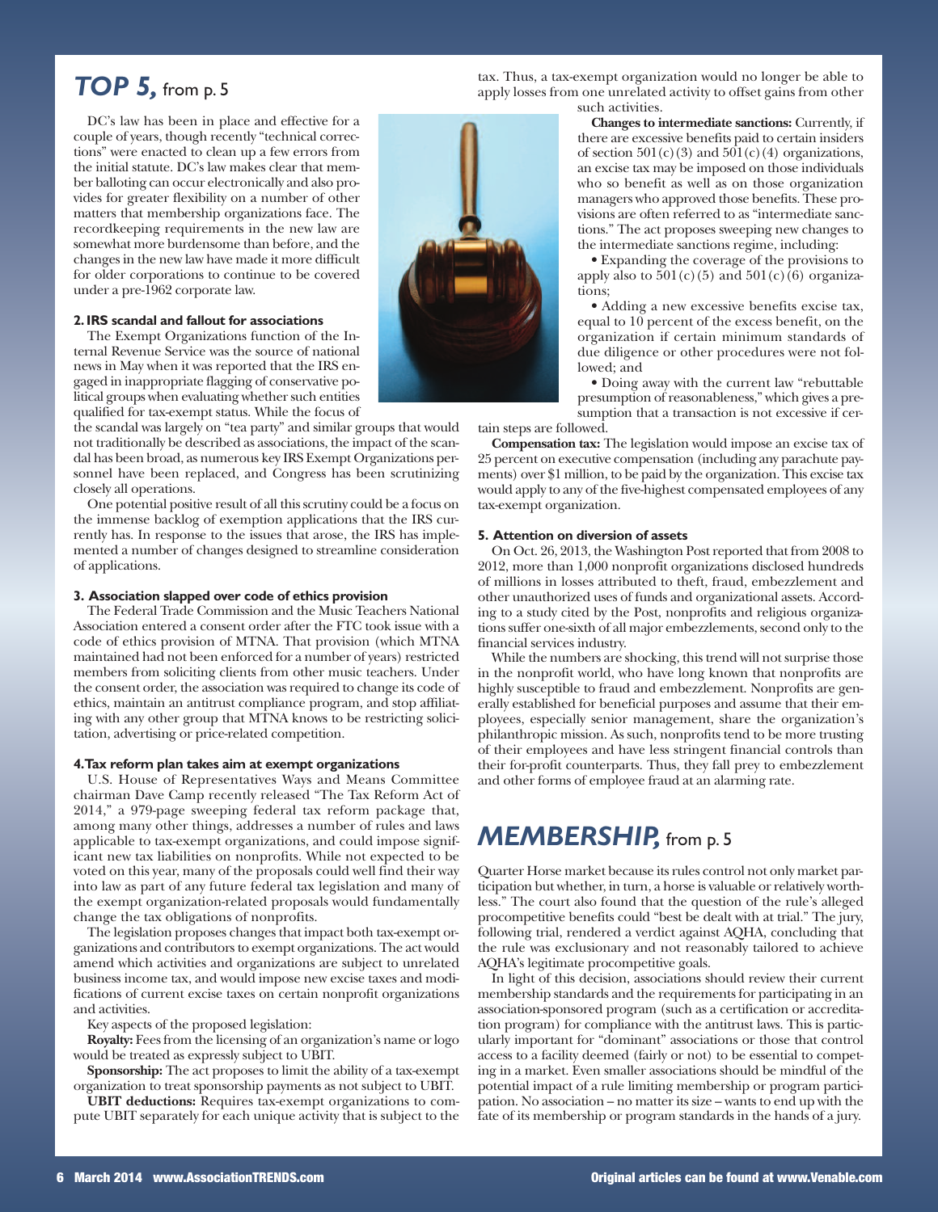## *TOP 5,* from p. 5

DC's law has been in place and effective for a couple of years, though recently "technical corrections" were enacted to clean up a few errors from the initial statute. DC's law makes clear that member balloting can occur electronically and also provides for greater flexibility on a number of other matters that membership organizations face. The recordkeeping requirements in the new law are somewhat more burdensome than before, and the changes in the new law have made it more difficult for older corporations to continue to be covered under a pre-1962 corporate law.

### 2. IRS scandal and fallout for associations

The Exempt Organizations function of the Internal Revenue Service was the source of national news in May when it was reported that the IRS engaged in inappropriate flagging of conservative political groups when evaluating whether such entities qualified for tax-exempt status. While the focus of the scandal was largely on "tea party" and similar groups that would not traditionally be described as associations, the impact of the scandal has been broad, as numerous key IRS Exempt Organizations personnel have been replaced, and Congress has been scrutinizing closely all operations.

One potential positive result of all this scrutiny could be a focus on the immense backlog of exemption applications that the IRS currently has. In response to the issues that arose, the IRS has implemented a number of changes designed to streamline consideration of applications.

### 3. Association slapped over code of ethics provision

The Federal Trade Commission and the Music Teachers National Association entered a consent order after the FTC took issue with a code of ethics provision of MTNA. That provision (which MTNA maintained had not been enforced for a number of years) restricted members from soliciting clients from other music teachers. Under the consent order, the association was required to change its code of ethics, maintain an antitrust compliance program, and stop affiliating with any other group that MTNA knows to be restricting solicitation, advertising or price-related competition.

### 4. Tax reform plan takes aim at exempt organizations

U.S. House of Representatives Ways and Means Committee chairman Dave Camp recently released "The Tax Reform Act of 2014," a 979-page sweeping federal tax reform package that, among many other things, addresses a number of rules and laws applicable to tax-exempt organizations, and could impose significant new tax liabilities on nonprofits. While not expected to be voted on this year, many of the proposals could well find their way into law as part of any future federal tax legislation and many of the exempt organization-related proposals would fundamentally change the tax obligations of nonprofits.

The legislation proposes changes that impact both tax-exempt organizations and contributors to exempt organizations. The act would amend which activities and organizations are subject to unrelated business income tax, and would impose new excise taxes and modifications of current excise taxes on certain nonprofit organizations and activities.

Key aspects of the proposed legislation:

**Royalty:** Fees from the licensing of an organization's name or logo would be treated as expressly subject to UBIT.

**Sponsorship:** The act proposes to limit the ability of a tax-exempt organization to treat sponsorship payments as not subject to UBIT.

**UBIT deductions:** Requires tax-exempt organizations to compute UBIT separately for each unique activity that is subject to the tax. Thus, a tax-exempt organization would no longer be able to apply losses from one unrelated activity to offset gains from other such activities.

**Changes to intermediate sanctions:** Currently, if there are excessive benefits paid to certain insiders of section 501(c)(3) and 501(c)(4) organizations, an excise tax may be imposed on those individuals who so benefit as well as on those organization managers who approved those benefits. These provisions are often referred to as "intermediate sanctions." The act proposes sweeping new changes to the intermediate sanctions regime, including:

- Expanding the coverage of the provisions to apply also to 501(c)(5) and 501(c)(6) organizations;
- Adding a new excessive benefits excise tax, equal to 10 percent of the excess benefit, on the organization if certain minimum standards of due diligence or other procedures were not followed; and
- Doing away with the current law "rebuttable presumption of reasonableness," which gives a presumption that a transaction is not excessive if certain steps are followed.

**Compensation tax:** The legislation would impose an excise tax of 25 percent on executive compensation (including any parachute payments) over $1 million, to be paid by the organization. This excise tax would apply to any of the five-highest compensated employees of any tax-exempt organization.

### 5. Attention on diversion of assets

On Oct. 26, 2013, the Washington Post reported that from 2008 to 2012, more than 1,000 nonprofit organizations disclosed hundreds of millions in losses attributed to theft, fraud, embezzlement and other unauthorized uses of funds and organizational assets. According to a study cited by the Post, nonprofits and religious organizations suffer one-sixth of all major embezzlements, second only to the financial services industry.

While the numbers are shocking, this trend will not surprise those in the nonprofit world, who have long known that nonprofits are highly susceptible to fraud and embezzlement. Nonprofits are generally established for beneficial purposes and assume that their employees, especially senior management, share the organization's philanthropic mission. As such, nonprofits tend to be more trusting of their employees and have less stringent financial controls than their for-profit counterparts. Thus, they fall prey to embezzlement and other forms of employee fraud at an alarming rate.

## *MEMBERSHIP,* from p. 5

Quarter Horse market because its rules control not only market participation but whether, in turn, a horse is valuable or relatively worthless." The court also found that the question of the rule's alleged procompetitive benefits could "best be dealt with at trial." The jury, following trial, rendered a verdict against AQHA, concluding that the rule was exclusionary and not reasonably tailored to achieve AQHA's legitimate procompetitive goals.

In light of this decision, associations should review their current membership standards and the requirements for participating in an association-sponsored program (such as a certification or accreditation program) for compliance with the antitrust laws. This is particularly important for "dominant" associations or those that control access to a facility deemed (fairly or not) to be essential to competing in a market. Even smaller associations should be mindful of the potential impact of a rule limiting membership or program participation. No association – no matter its size – wants to end up with the fate of its membership or program standards in the hands of a jury.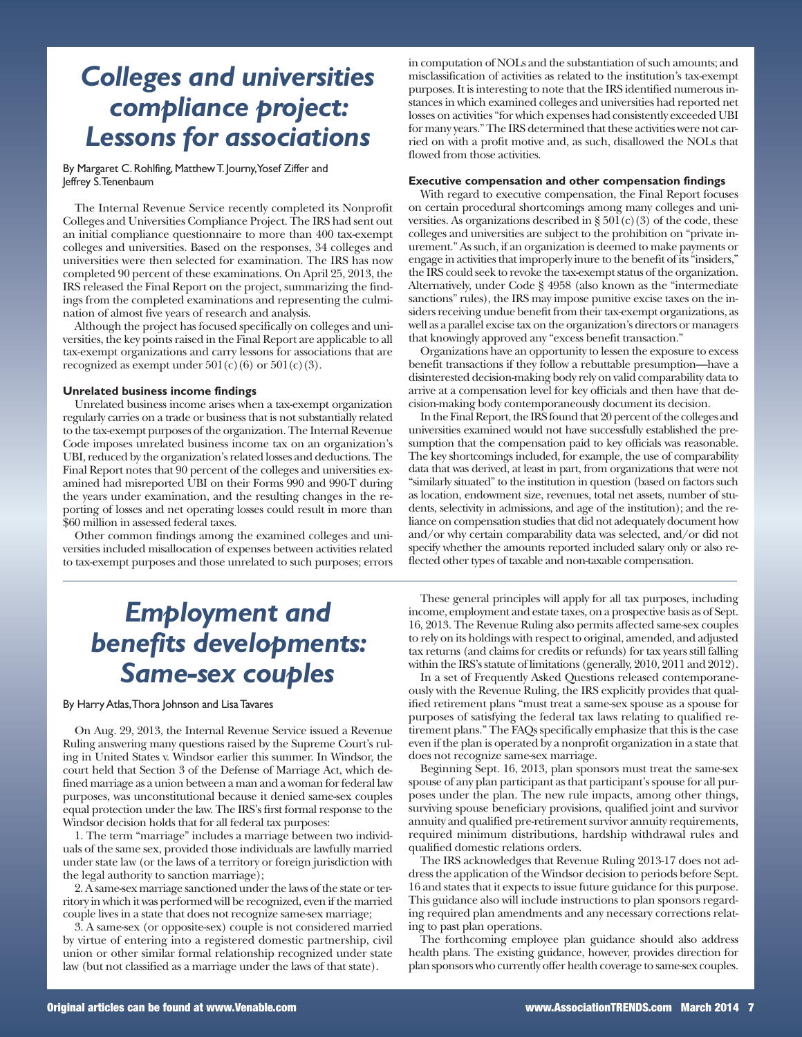# *Colleges and universities compliance project: Lessons for associations*

By Margaret C. Rohlfing, Matthew T. Journy, Yosef Ziffer and Jeffrey S. Tenenbaum

The Internal Revenue Service recently completed its Nonprofit Colleges and Universities Compliance Project. The IRS had sent out an initial compliance questionnaire to more than 400 tax-exempt colleges and universities. Based on the responses, 34 colleges and universities were then selected for examination. The IRS has now completed 90 percent of these examinations. On April 25, 2013, the IRS released the Final Report on the project, summarizing the findings from the completed examinations and representing the culmination of almost five years of research and analysis.

Although the project has focused specifically on colleges and universities, the key points raised in the Final Report are applicable to all tax-exempt organizations and carry lessons for associations that are recognized as exempt under 501(c)(6) or 501(c)(3).

### Unrelated business income findings

Unrelated business income arises when a tax-exempt organization regularly carries on a trade or business that is not substantially related to the tax-exempt purposes of the organization. The Internal Revenue Code imposes unrelated business income tax on an organization's UBI, reduced by the organization's related losses and deductions. The Final Report notes that 90 percent of the colleges and universities examined had misreported UBI on their Forms 990 and 990-T during the years under examination, and the resulting changes in the reporting of losses and net operating losses could result in more than $60 million in assessed federal taxes.

Other common findings among the examined colleges and universities included misallocation of expenses between activities related to tax-exempt purposes and those unrelated to such purposes; errors in computation of NOLs and the substantiation of such amounts; and misclassification of activities as related to the institution's tax-exempt purposes. It is interesting to note that the IRS identified numerous instances in which examined colleges and universities had reported net losses on activities "for which expenses had consistently exceeded UBI for many years." The IRS determined that these activities were not carried on with a profit motive and, as such, disallowed the NOLs that flowed from those activities.

### Executive compensation and other compensation findings

With regard to executive compensation, the Final Report focuses on certain procedural shortcomings among many colleges and universities. As organizations described in § 501(c)(3) of the code, these colleges and universities are subject to the prohibition on "private inurement." As such, if an organization is deemed to make payments or engage in activities that improperly inure to the benefit of its "insiders," the IRS could seek to revoke the tax-exempt status of the organization. Alternatively, under Code § 4958 (also known as the "intermediate sanctions" rules), the IRS may impose punitive excise taxes on the insiders receiving undue benefit from their tax-exempt organizations, as well as a parallel excise tax on the organization's directors or managers that knowingly approved any "excess benefit transaction."

Organizations have an opportunity to lessen the exposure to excess benefit transactions if they follow a rebuttable presumption—have a disinterested decision-making body rely on valid comparability data to arrive at a compensation level for key officials and then have that decision-making body contemporaneously document its decision.

In the Final Report, the IRS found that 20 percent of the colleges and universities examined would not have successfully established the presumption that the compensation paid to key officials was reasonable. The key shortcomings included, for example, the use of comparability data that was derived, at least in part, from organizations that were not "similarly situated" to the institution in question (based on factors such as location, endowment size, revenues, total net assets, number of students, selectivity in admissions, and age of the institution); and the reliance on compensation studies that did not adequately document how and/or why certain comparability data was selected, and/or did not specify whether the amounts reported included salary only or also reflected other types of taxable and non-taxable compensation.

# *Employment and benefits developments: Same-sex couples*

By Harry Atlas, Thora Johnson and Lisa Tavares

On Aug. 29, 2013, the Internal Revenue Service issued a Revenue Ruling answering many questions raised by the Supreme Court's ruling in United States v. Windsor earlier this summer. In Windsor, the court held that Section 3 of the Defense of Marriage Act, which defined marriage as a union between a man and a woman for federal law purposes, was unconstitutional because it denied same-sex couples equal protection under the law. The IRS's first formal response to the Windsor decision holds that for all federal tax purposes:

1. The term "marriage" includes a marriage between two individuals of the same sex, provided those individuals are lawfully married under state law (or the laws of a territory or foreign jurisdiction with the legal authority to sanction marriage);
2. A same-sex marriage sanctioned under the laws of the state or territory in which it was performed will be recognized, even if the married couple lives in a state that does not recognize same-sex marriage;
3. A same-sex (or opposite-sex) couple is not considered married by virtue of entering into a registered domestic partnership, civil union or other similar formal relationship recognized under state law (but not classified as a marriage under the laws of that state).

These general principles will apply for all tax purposes, including income, employment and estate taxes, on a prospective basis as of Sept. 16, 2013. The Revenue Ruling also permits affected same-sex couples to rely on its holdings with respect to original, amended, and adjusted tax returns (and claims for credits or refunds) for tax years still falling within the IRS's statute of limitations (generally, 2010, 2011 and 2012).

In a set of Frequently Asked Questions released contemporaneously with the Revenue Ruling, the IRS explicitly provides that qualified retirement plans "must treat a same-sex spouse as a spouse for purposes of satisfying the federal tax laws relating to qualified retirement plans." The FAQs specifically emphasize that this is the case even if the plan is operated by a nonprofit organization in a state that does not recognize same-sex marriage.

Beginning Sept. 16, 2013, plan sponsors must treat the same-sex spouse of any plan participant as that participant's spouse for all purposes under the plan. The new rule impacts, among other things, surviving spouse beneficiary provisions, qualified joint and survivor annuity and qualified pre-retirement survivor annuity requirements, required minimum distributions, hardship withdrawal rules and qualified domestic relations orders.

The IRS acknowledges that Revenue Ruling 2013-17 does not address the application of the Windsor decision to periods before Sept. 16 and states that it expects to issue future guidance for this purpose. This guidance also will include instructions to plan sponsors regarding required plan amendments and any necessary corrections relating to past plan operations.

The forthcoming employee plan guidance should also address health plans. The existing guidance, however, provides direction for plan sponsors who currently offer health coverage to same-sex couples.

Original articles can be found at www.Venable.com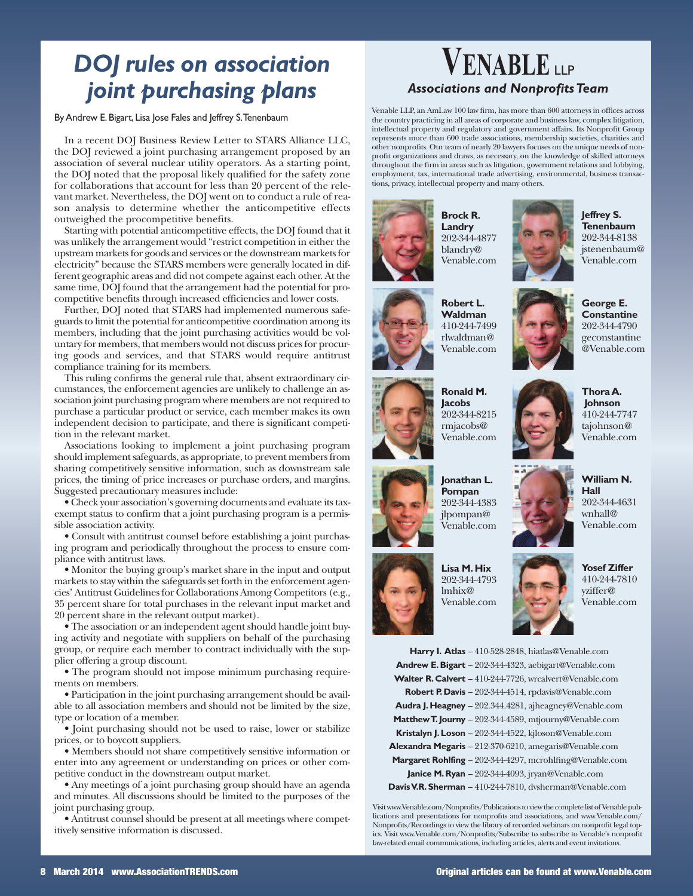# *DOJ rules on association joint purchasing plans*

By Andrew E. Bigart, Lisa Jose Fales and Jeffrey S. Tenenbaum

In a recent DOJ Business Review Letter to STARS Alliance LLC, the DOJ reviewed a joint purchasing arrangement proposed by an association of several nuclear utility operators. As a starting point, the DOJ noted that the proposal likely qualified for the safety zone for collaborations that account for less than 20 percent of the relevant market. Nevertheless, the DOJ went on to conduct a rule of reason analysis to determine whether the anticompetitive effects outweighed the procompetitive benefits.

Starting with potential anticompetitive effects, the DOJ found that it was unlikely the arrangement would "restrict competition in either the upstream markets for goods and services or the downstream markets for electricity" because the STARS members were generally located in different geographic areas and did not compete against each other. At the same time, DOJ found that the arrangement had the potential for procompetitive benefits through increased efficiencies and lower costs.

Further, DOJ noted that STARS had implemented numerous safeguards to limit the potential for anticompetitive coordination among its members, including that the joint purchasing activities would be voluntary for members, that members would not discuss prices for procuring goods and services, and that STARS would require antitrust compliance training for its members.

This ruling confirms the general rule that, absent extraordinary circumstances, the enforcement agencies are unlikely to challenge an association joint purchasing program where members are not required to purchase a particular product or service, each member makes its own independent decision to participate, and there is significant competition in the relevant market.

Associations looking to implement a joint purchasing program should implement safeguards, as appropriate, to prevent members from sharing competitively sensitive information, such as downstream sale prices, the timing of price increases or purchase orders, and margins. Suggested precautionary measures include:

- Check your association's governing documents and evaluate its tax-exempt status to confirm that a joint purchasing program is a permissible association activity.
- Consult with antitrust counsel before establishing a joint purchasing program and periodically throughout the process to ensure compliance with antitrust laws.
- Monitor the buying group's market share in the input and output markets to stay within the safeguards set forth in the enforcement agencies' Antitrust Guidelines for Collaborations Among Competitors (e.g., 35 percent share for total purchases in the relevant input market and 20 percent share in the relevant output market).
- The association or an independent agent should handle joint buying activity and negotiate with suppliers on behalf of the purchasing group, or require each member to contract individually with the supplier offering a group discount.
- The program should not impose minimum purchasing requirements on members.
- Participation in the joint purchasing arrangement should be available to all association members and should not be limited by the size, type or location of a member.
- Joint purchasing should not be used to raise, lower or stabilize prices, or to boycott suppliers.
- Members should not share competitively sensitive information or enter into any agreement or understanding on prices or other competitive conduct in the downstream output market.
- Any meetings of a joint purchasing group should have an agenda and minutes. All discussions should be limited to the purposes of the joint purchasing group.
- Antitrust counsel should be present at all meetings where competitively sensitive information is discussed.

# VENABLE LLP

## *Associations and Nonprofits Team*

Venable LLP, an AmLaw 100 law firm, has more than 600 attorneys in offices across the country practicing in all areas of corporate and business law, complex litigation, intellectual property and regulatory and government affairs. Its Nonprofit Group represents more than 600 trade associations, membership societies, charities and other nonprofits. Our team of nearly 20 lawyers focuses on the unique needs of nonprofit organizations and draws, as necessary, on the knowledge of skilled attorneys throughout the firm in areas such as litigation, government relations and lobbying, employment, tax, international trade advertising, environmental, business transactions, privacy, intellectual property and many others.

**Brock R. Landry**
202-344-4877
blandry@Venable.com

**Jeffrey S. Tenenbaum**
202-344-8138
jstenenbaum@Venable.com

**Robert L. Waldman**
410-244-7499
rlwaldman@Venable.com

**George E. Constantine**
202-344-4790
geconstantine@Venable.com

**Ronald M. Jacobs**
202-344-8215
rmjacobs@Venable.com

**Thora A. Johnson**
410-244-7747
tajohnson@Venable.com

**Jonathan L. Pompan**
202-344-4383
jlpompan@Venable.com

**William N. Hall**
202-344-4631
wnhall@Venable.com

**Lisa M. Hix**
202-344-4793
lmhix@Venable.com

**Yosef Ziffer**
410-244-7810
yziffer@Venable.com

**Harry I. Atlas** – 410-528-2848, hiatlas@Venable.com
**Andrew E. Bigart** – 202-344-4323, aebigart@Venable.com
**Walter R. Calvert** – 410-244-7726, wrcalvert@Venable.com
**Robert P. Davis** – 202-344-4514, rpdavis@Venable.com
**Audra J. Heagney** – 202.344.4281, ajheagney@Venable.com
**Matthew T. Journy** – 202-344-4589, mtjourny@Venable.com
**Kristalyn J. Loson** – 202-344-4522, kjloson@Venable.com
**Alexandra Megaris** – 212-370-6210, amegaris@Venable.com
**Margaret Rohlfing** – 202-344-4297, mcrohlfing@Venable.com
**Janice M. Ryan** – 202-344-4093, jryan@Venable.com
**Davis V.R. Sherman** – 410-244-7810, dvsherman@Venable.com

Visit www.Venable.com/Nonprofits/Publications to view the complete list of Venable publications and presentations for nonprofits and associations, and www.Venable.com/Nonprofits/Recordings to view the library of recorded webinars on nonprofit legal topics. Visit www.Venable.com/Nonprofits/Subscribe to subscribe to Venable's nonprofit law-related email communications, including articles, alerts and event invitations.

Original articles can be found at www.Venable.com